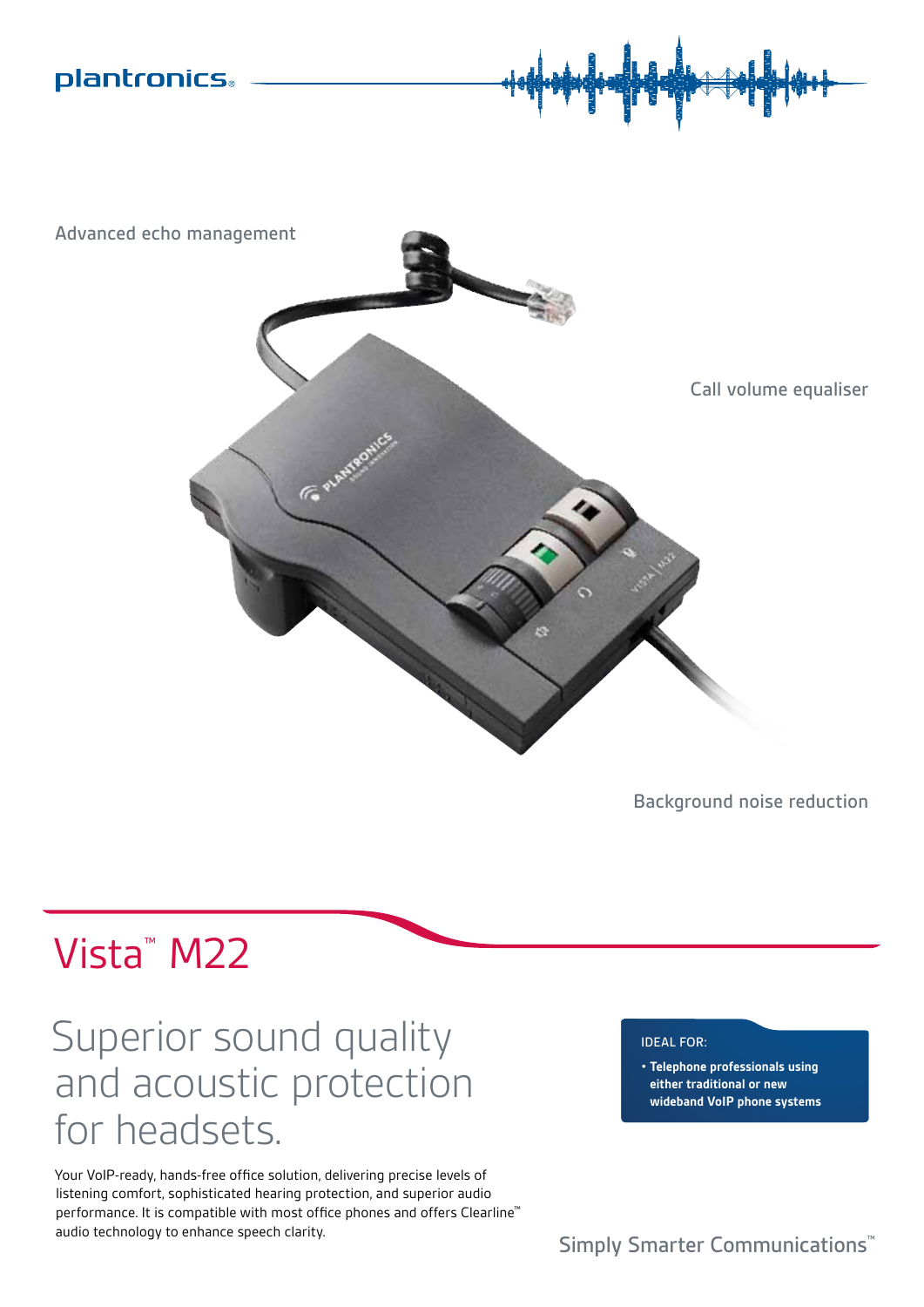plantronics

Advanced echo management

Call volume equaliser

Background noise reduction

# Vista™ M22

## Superior sound quality and acoustic protection for headsets.

Your VoIP-ready, hands-free office solution, delivering precise levels of listening comfort, sophisticated hearing protection, and superior audio performance. It is compatible with most office phones and offers Clearline™ audio technology to enhance speech clarity.

IDEAL FOR:

- **Telephone professionals using either traditional or new wideband VoIP phone systems**

Simply Smarter Communications™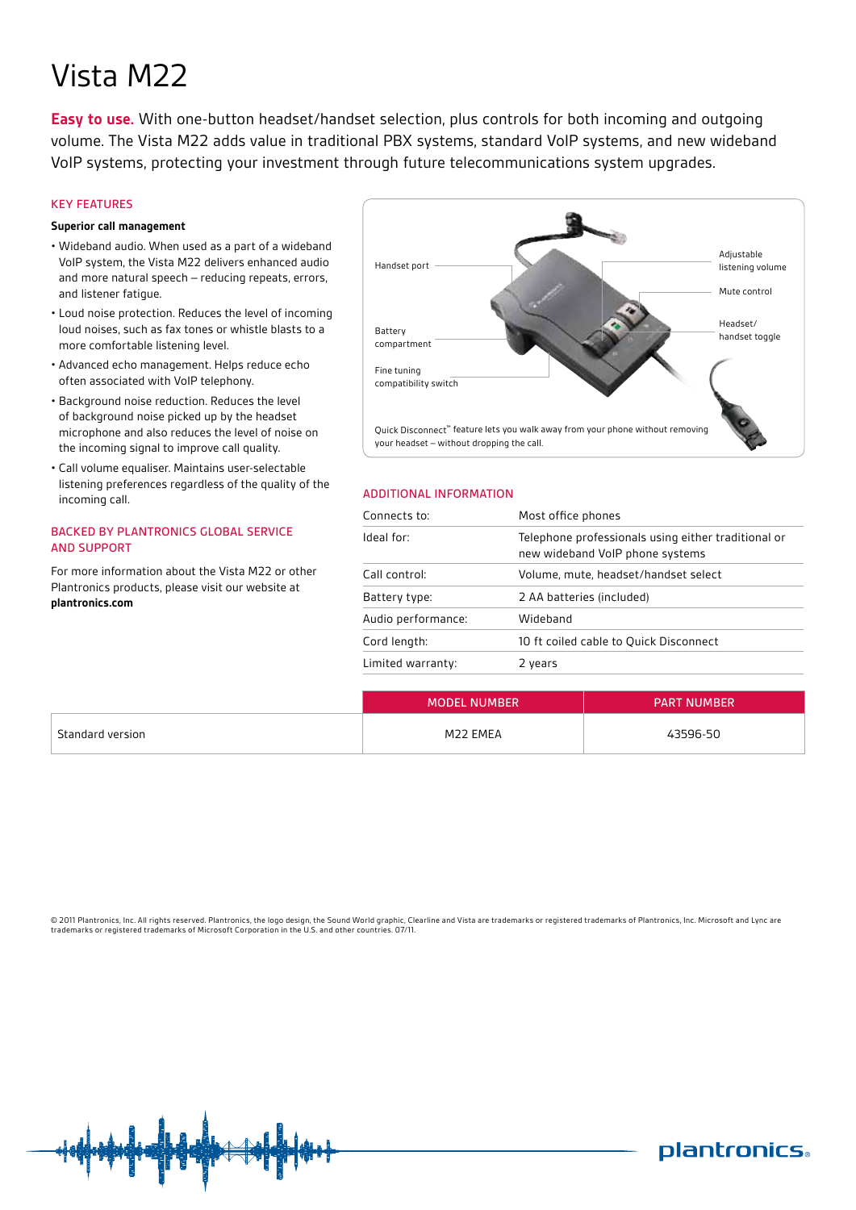# Vista M22

**Easy to use.** With one-button headset/handset selection, plus controls for both incoming and outgoing volume. The Vista M22 adds value in traditional PBX systems, standard VoIP systems, and new wideband VoIP systems, protecting your investment through future telecommunications system upgrades.

## KEY FEATURES

**Superior call management**

- Wideband audio. When used as a part of a wideband VoIP system, the Vista M22 delivers enhanced audio and more natural speech – reducing repeats, errors, and listener fatigue.
- Loud noise protection. Reduces the level of incoming loud noises, such as fax tones or whistle blasts to a more comfortable listening level.
- Advanced echo management. Helps reduce echo often associated with VoIP telephony.
- Background noise reduction. Reduces the level of background noise picked up by the headset microphone and also reduces the level of noise on the incoming signal to improve call quality.
- Call volume equaliser. Maintains user-selectable listening preferences regardless of the quality of the incoming call.

## BACKED BY PLANTRONICS GLOBAL SERVICE AND SUPPORT

For more information about the Vista M22 or other Plantronics products, please visit our website at **plantronics.com**

Handset port

Battery compartment

Fine tuning compatibility switch

Adjustable listening volume

Mute control

Headset/ handset toggle

Quick Disconnect™ feature lets you walk away from your phone without removing your headset – without dropping the call.

## ADDITIONAL INFORMATION

| | |
|---|---|
| Connects to: | Most office phones |
| Ideal for: | Telephone professionals using either traditional or new wideband VoIP phone systems |
| Call control: | Volume, mute, headset/handset select |
| Battery type: | 2 AA batteries (included) |
| Audio performance: | Wideband |
| Cord length: | 10 ft coiled cable to Quick Disconnect |
| Limited warranty: | 2 years |

| | MODEL NUMBER | PART NUMBER |
|---|---|---|
| Standard version | M22 EMEA | 43596-50 |

© 2011 Plantronics, Inc. All rights reserved. Plantronics, the logo design, the Sound World graphic, Clearline and Vista are trademarks or registered trademarks of Plantronics, Inc. Microsoft and Lync are trademarks or registered trademarks of Microsoft Corporation in the U.S. and other countries. 07/11.

plantronics.